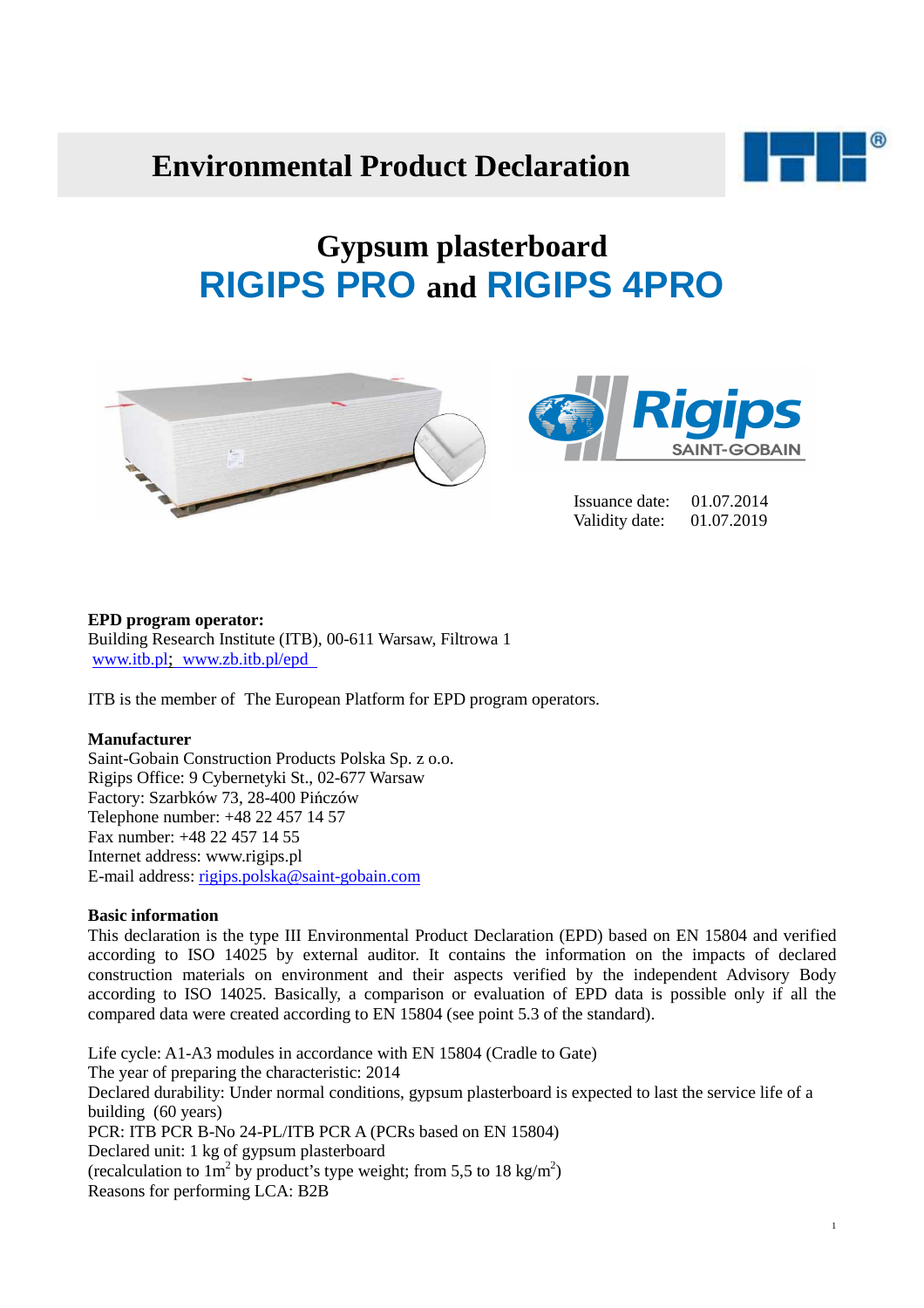# Environmental Product Declaration

## Gypsum plasterboard
## RIGIPS PRO and RIGIPS 4PRO

Issuance date: 01.07.2014
Validity date: 01.07.2019

**EPD program operator:**
Building Research Institute (ITB), 00-611 Warsaw, Filtrowa 1
www.itb.pl; www.zb.itb.pl/epd

ITB is the member of The European Platform for EPD program operators.

**Manufacturer**
Saint-Gobain Construction Products Polska Sp. z o.o.
Rigips Office: 9 Cybernetyki St., 02-677 Warsaw
Factory: Szarbków 73, 28-400 Pińczów
Telephone number: +48 22 457 14 57
Fax number: +48 22 457 14 55
Internet address: www.rigips.pl
E-mail address: rigips.polska@saint-gobain.com

**Basic information**
This declaration is the type III Environmental Product Declaration (EPD) based on EN 15804 and verified according to ISO 14025 by external auditor. It contains the information on the impacts of declared construction materials on environment and their aspects verified by the independent Advisory Body according to ISO 14025. Basically, a comparison or evaluation of EPD data is possible only if all the compared data were created according to EN 15804 (see point 5.3 of the standard).

Life cycle: A1-A3 modules in accordance with EN 15804 (Cradle to Gate)
The year of preparing the characteristic: 2014
Declared durability: Under normal conditions, gypsum plasterboard is expected to last the service life of a building (60 years)
PCR: ITB PCR B-No 24-PL/ITB PCR A (PCRs based on EN 15804)
Declared unit: 1 kg of gypsum plasterboard
(recalculation to 1m$^2$ by product's type weight; from 5,5 to 18 kg/m$^2$)
Reasons for performing LCA: B2B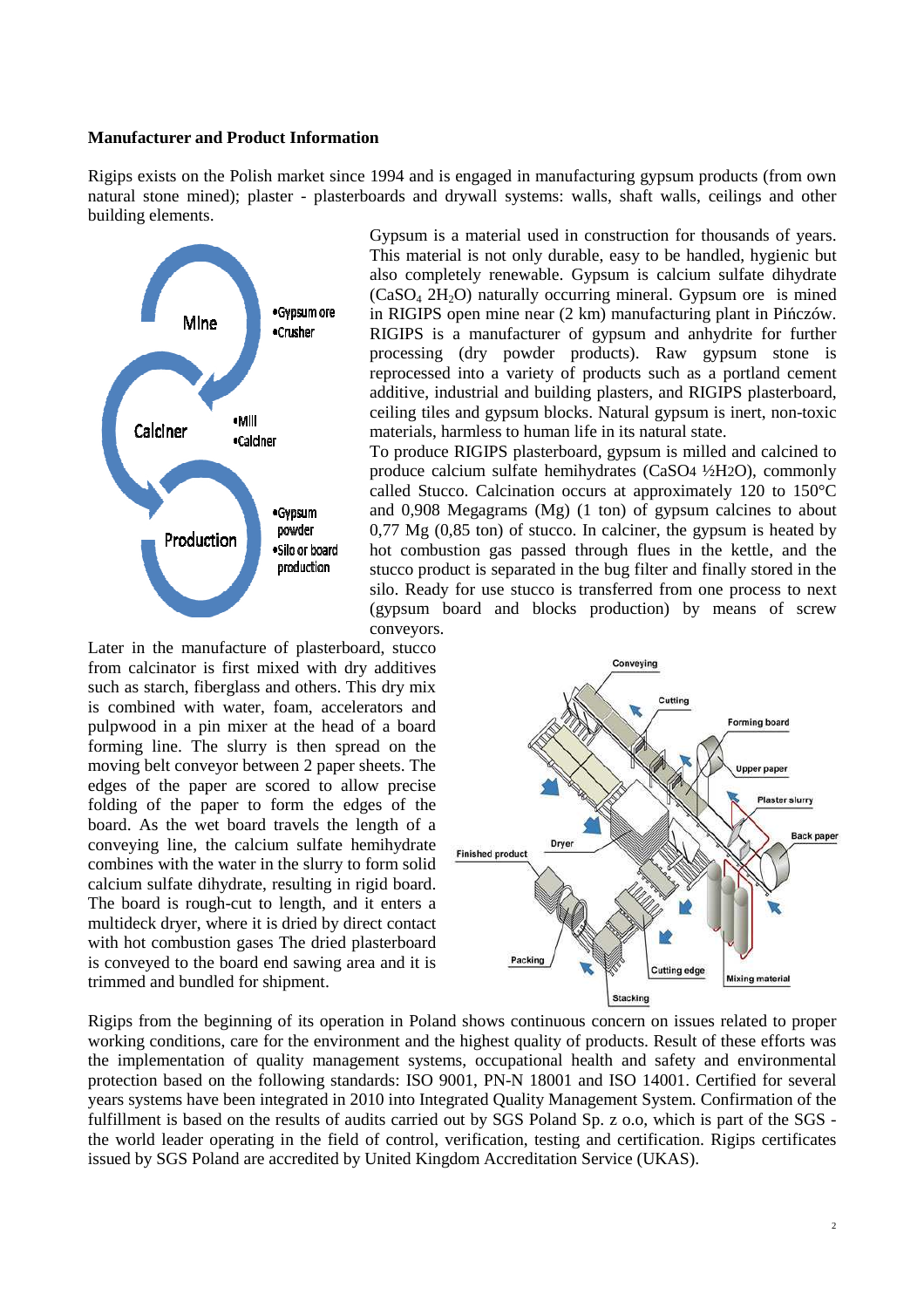**Manufacturer and Product Information**

Rigips exists on the Polish market since 1994 and is engaged in manufacturing gypsum products (from own natural stone mined); plaster - plasterboards and drywall systems: walls, shaft walls, ceilings and other building elements.

Gypsum is a material used in construction for thousands of years. This material is not only durable, easy to be handled, hygienic but also completely renewable. Gypsum is calcium sulfate dihydrate ($CaSO_4$ $2H_2O$) naturally occurring mineral. Gypsum ore is mined in RIGIPS open mine near (2 km) manufacturing plant in Pińczów. RIGIPS is a manufacturer of gypsum and anhydrite for further processing (dry powder products). Raw gypsum stone is reprocessed into a variety of products such as a portland cement additive, industrial and building plasters, and RIGIPS plasterboard, ceiling tiles and gypsum blocks. Natural gypsum is inert, non-toxic materials, harmless to human life in its natural state.

To produce RIGIPS plasterboard, gypsum is milled and calcined to produce calcium sulfate hemihydrates ($CaSO_4$ ½$H_2O$), commonly called Stucco. Calcination occurs at approximately 120 to 150°C and 0,908 Megagrams (Mg) (1 ton) of gypsum calcines to about 0,77 Mg (0,85 ton) of stucco. In calciner, the gypsum is heated by hot combustion gas passed through flues in the kettle, and the stucco product is separated in the bug filter and finally stored in the silo. Ready for use stucco is transferred from one process to next (gypsum board and blocks production) by means of screw conveyors.

Later in the manufacture of plasterboard, stucco from calcinator is first mixed with dry additives such as starch, fiberglass and others. This dry mix is combined with water, foam, accelerators and pulpwood in a pin mixer at the head of a board forming line. The slurry is then spread on the moving belt conveyor between 2 paper sheets. The edges of the paper are scored to allow precise folding of the paper to form the edges of the board. As the wet board travels the length of a conveying line, the calcium sulfate hemihydrate combines with the water in the slurry to form solid calcium sulfate dihydrate, resulting in rigid board. The board is rough-cut to length, and it enters a multideck dryer, where it is dried by direct contact with hot combustion gases The dried plasterboard is conveyed to the board end sawing area and it is trimmed and bundled for shipment.

Rigips from the beginning of its operation in Poland shows continuous concern on issues related to proper working conditions, care for the environment and the highest quality of products. Result of these efforts was the implementation of quality management systems, occupational health and safety and environmental protection based on the following standards: ISO 9001, PN-N 18001 and ISO 14001. Certified for several years systems have been integrated in 2010 into Integrated Quality Management System. Confirmation of the fulfillment is based on the results of audits carried out by SGS Poland Sp. z o.o, which is part of the SGS - the world leader operating in the field of control, verification, testing and certification. Rigips certificates issued by SGS Poland are accredited by United Kingdom Accreditation Service (UKAS).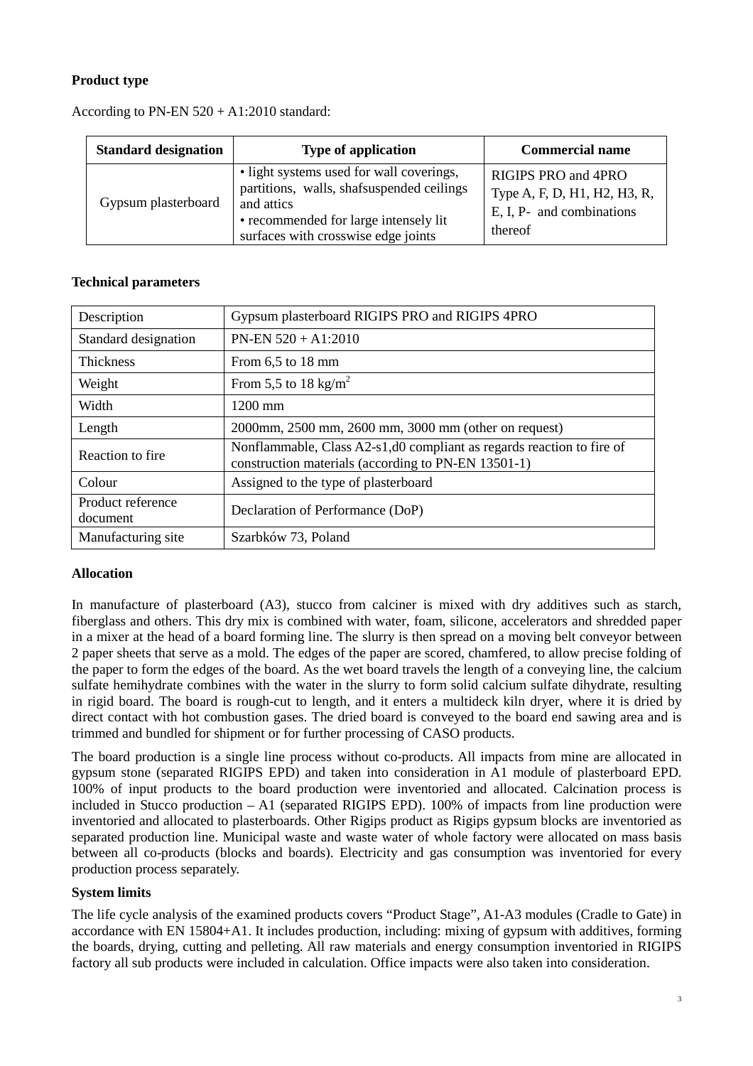**Product type**

According to PN-EN 520 + A1:2010 standard:

| Standard designation | Type of application | Commercial name |
|---|---|---|
| Gypsum plasterboard | • light systems used for wall coverings, partitions, walls, shafsuspended ceilings and attics<br>• recommended for large intensely lit surfaces with crosswise edge joints | RIGIPS PRO and 4PRO Type A, F, D, H1, H2, H3, R, E, I, P- and combinations thereof |

**Technical parameters**

| Description | Gypsum plasterboard RIGIPS PRO and RIGIPS 4PRO |
|---|---|
| Standard designation | PN-EN 520 + A1:2010 |
| Thickness | From 6,5 to 18 mm |
| Weight | From 5,5 to 18 kg/m$^2$ |
| Width | 1200 mm |
| Length | 2000mm, 2500 mm, 2600 mm, 3000 mm (other on request) |
| Reaction to fire | Nonflammable, Class A2-s1,d0 compliant as regards reaction to fire of construction materials (according to PN-EN 13501-1) |
| Colour | Assigned to the type of plasterboard |
| Product reference document | Declaration of Performance (DoP) |
| Manufacturing site | Szarbków 73, Poland |

**Allocation**

In manufacture of plasterboard (A3), stucco from calciner is mixed with dry additives such as starch, fiberglass and others. This dry mix is combined with water, foam, silicone, accelerators and shredded paper in a mixer at the head of a board forming line. The slurry is then spread on a moving belt conveyor between 2 paper sheets that serve as a mold. The edges of the paper are scored, chamfered, to allow precise folding of the paper to form the edges of the board. As the wet board travels the length of a conveying line, the calcium sulfate hemihydrate combines with the water in the slurry to form solid calcium sulfate dihydrate, resulting in rigid board. The board is rough-cut to length, and it enters a multideck kiln dryer, where it is dried by direct contact with hot combustion gases. The dried board is conveyed to the board end sawing area and is trimmed and bundled for shipment or for further processing of CASO products.

The board production is a single line process without co-products. All impacts from mine are allocated in gypsum stone (separated RIGIPS EPD) and taken into consideration in A1 module of plasterboard EPD. 100% of input products to the board production were inventoried and allocated. Calcination process is included in Stucco production – A1 (separated RIGIPS EPD). 100% of impacts from line production were inventoried and allocated to plasterboards. Other Rigips product as Rigips gypsum blocks are inventoried as separated production line. Municipal waste and waste water of whole factory were allocated on mass basis between all co-products (blocks and boards). Electricity and gas consumption was inventoried for every production process separately.

**System limits**

The life cycle analysis of the examined products covers "Product Stage", A1-A3 modules (Cradle to Gate) in accordance with EN 15804+A1. It includes production, including: mixing of gypsum with additives, forming the boards, drying, cutting and pelleting. All raw materials and energy consumption inventoried in RIGIPS factory all sub products were included in calculation. Office impacts were also taken into consideration.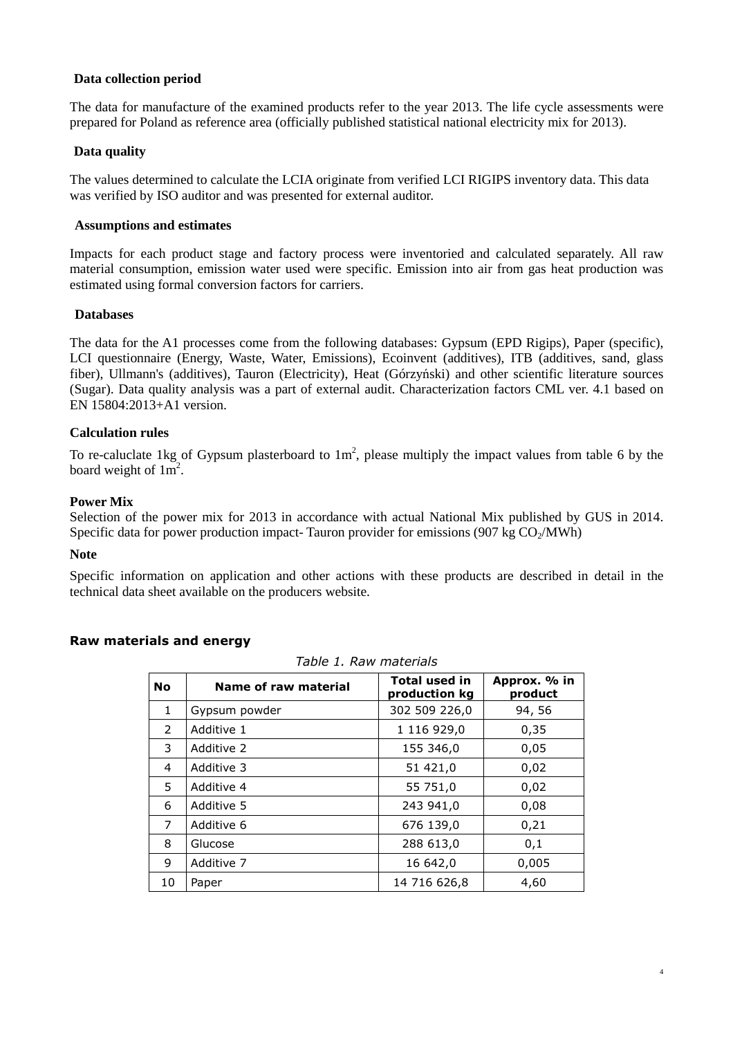**Data collection period**

The data for manufacture of the examined products refer to the year 2013. The life cycle assessments were prepared for Poland as reference area (officially published statistical national electricity mix for 2013).

**Data quality**

The values determined to calculate the LCIA originate from verified LCI RIGIPS inventory data. This data was verified by ISO auditor and was presented for external auditor.

**Assumptions and estimates**

Impacts for each product stage and factory process were inventoried and calculated separately. All raw material consumption, emission water used were specific. Emission into air from gas heat production was estimated using formal conversion factors for carriers.

**Databases**

The data for the A1 processes come from the following databases: Gypsum (EPD Rigips), Paper (specific), LCI questionnaire (Energy, Waste, Water, Emissions), Ecoinvent (additives), ITB (additives, sand, glass fiber), Ullmann's (additives), Tauron (Electricity), Heat (Górzyński) and other scientific literature sources (Sugar). Data quality analysis was a part of external audit. Characterization factors CML ver. 4.1 based on EN 15804:2013+A1 version.

**Calculation rules**

To re-caluclate 1kg of Gypsum plasterboard to $1m^2$, please multiply the impact values from table 6 by the board weight of $1m^2$.

**Power Mix**

Selection of the power mix for 2013 in accordance with actual National Mix published by GUS in 2014. Specific data for power production impact- Tauron provider for emissions (907 kg $CO_2$/MWh)

**Note**

Specific information on application and other actions with these products are described in detail in the technical data sheet available on the producers website.

## Raw materials and energy

*Table 1. Raw materials*

| No | Name of raw material | Total used in production kg | Approx. % in product |
|---|---|---|---|
| 1 | Gypsum powder | 302 509 226,0 | 94, 56 |
| 2 | Additive 1 | 1 116 929,0 | 0,35 |
| 3 | Additive 2 | 155 346,0 | 0,05 |
| 4 | Additive 3 | 51 421,0 | 0,02 |
| 5 | Additive 4 | 55 751,0 | 0,02 |
| 6 | Additive 5 | 243 941,0 | 0,08 |
| 7 | Additive 6 | 676 139,0 | 0,21 |
| 8 | Glucose | 288 613,0 | 0,1 |
| 9 | Additive 7 | 16 642,0 | 0,005 |
| 10 | Paper | 14 716 626,8 | 4,60 |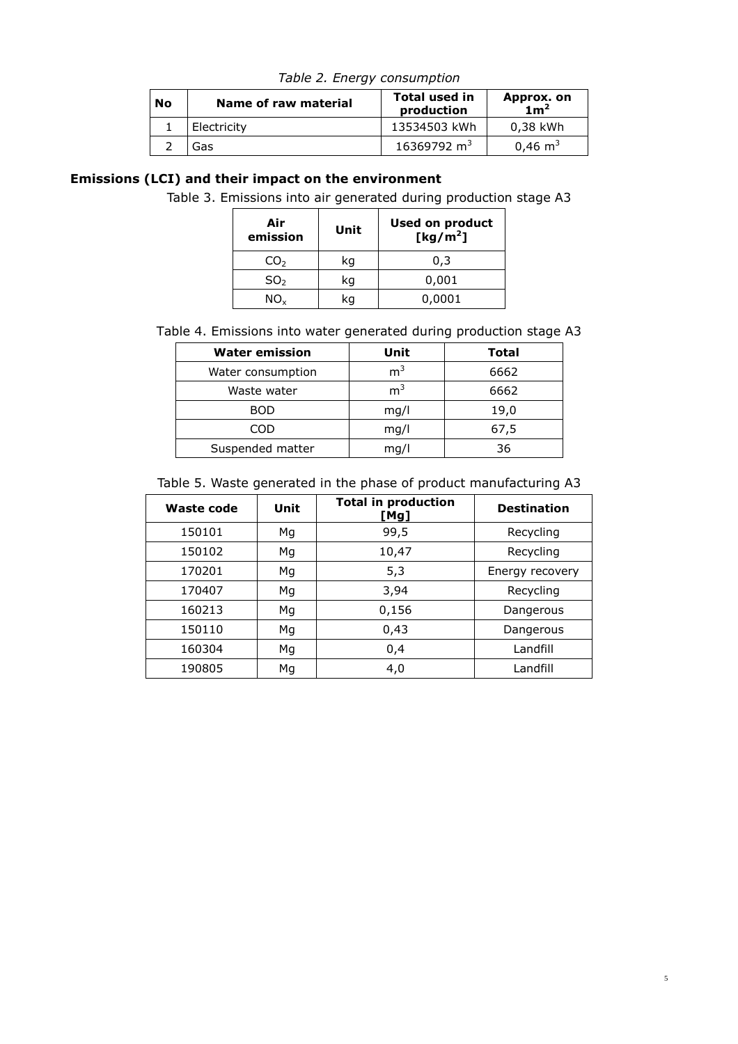*Table 2. Energy consumption*

| No | Name of raw material | Total used in production | Approx. on $1m^2$ |
|---|---|---|---|
| 1 | Electricity | 13534503 kWh | 0,38 kWh |
| 2 | Gas | 16369792 $m^3$ | 0,46 $m^3$ |

## Emissions (LCI) and their impact on the environment

Table 3. Emissions into air generated during production stage A3

| Air emission | Unit | Used on product [$kg/m^2$] |
|---|---|---|
| $CO_2$ | kg | 0,3 |
| $SO_2$ | kg | 0,001 |
| $NO_x$ | kg | 0,0001 |

Table 4. Emissions into water generated during production stage A3

| Water emission | Unit | Total |
|---|---|---|
| Water consumption | $m^3$ | 6662 |
| Waste water | $m^3$ | 6662 |
| BOD | mg/l | 19,0 |
| COD | mg/l | 67,5 |
| Suspended matter | mg/l | 36 |

Table 5. Waste generated in the phase of product manufacturing A3

| Waste code | Unit | Total in production [Mg] | Destination |
|---|---|---|---|
| 150101 | Mg | 99,5 | Recycling |
| 150102 | Mg | 10,47 | Recycling |
| 170201 | Mg | 5,3 | Energy recovery |
| 170407 | Mg | 3,94 | Recycling |
| 160213 | Mg | 0,156 | Dangerous |
| 150110 | Mg | 0,43 | Dangerous |
| 160304 | Mg | 0,4 | Landfill |
| 190805 | Mg | 4,0 | Landfill |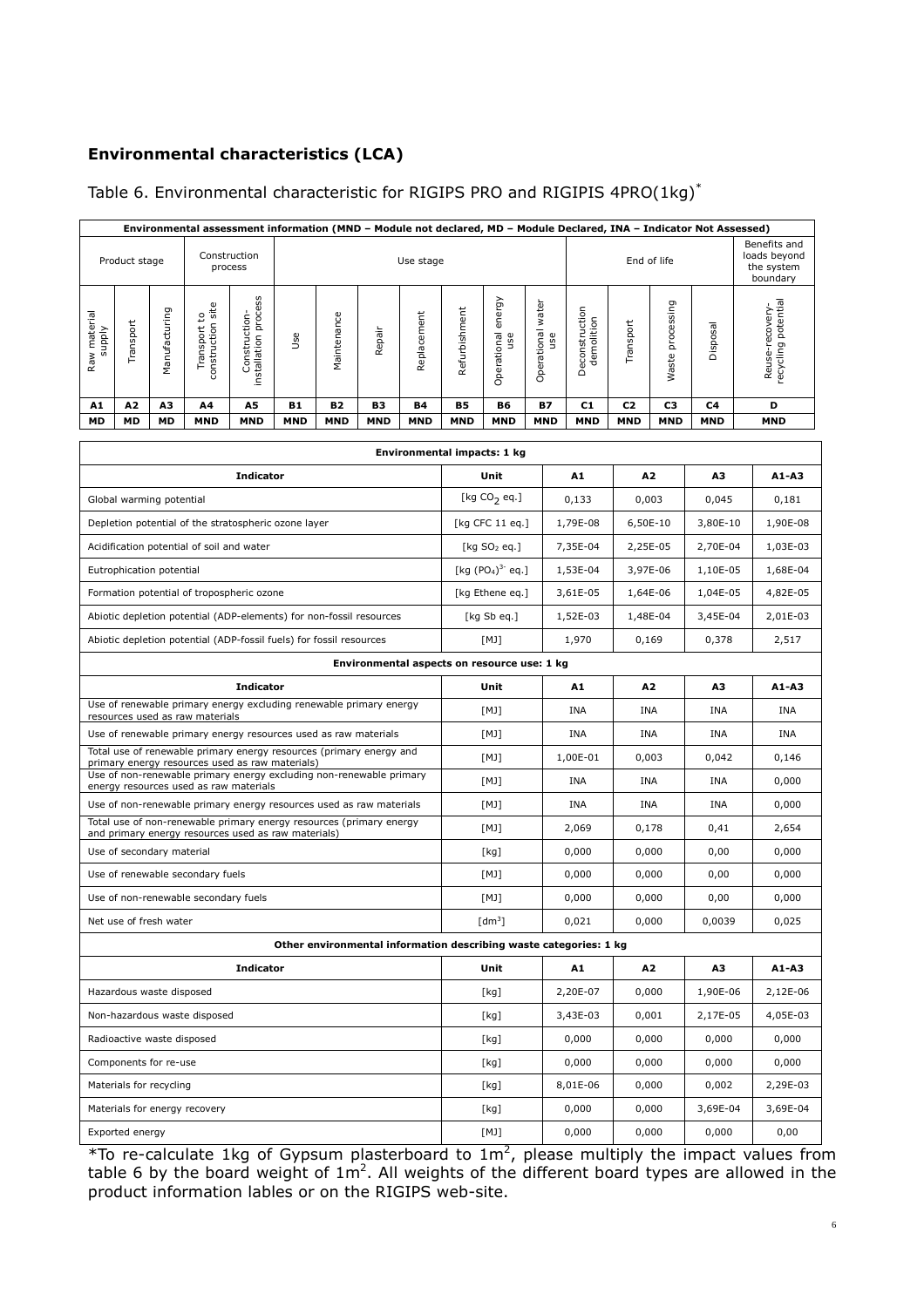## Environmental characteristics (LCA)

Table 6. Environmental characteristic for RIGIPS PRO and RIGIPIS 4PRO(1kg)*

| Environmental assessment information (MND – Module not declared, MD – Module Declared, INA – Indicator Not Assessed) | | | | | | | | | | | | | | | | |
|---|---|---|---|---|---|---|---|---|---|---|---|---|---|---|---|---|
| Product stage | | | Construction process | | Use stage | | | | | | | End of life | | | | Benefits and loads beyond the system boundary |
| Raw material supply | Transport | Manufacturing | Transport to construction site | Construction-installation process | Use | Maintenance | Repair | Replacement | Refurbishment | Operational energy use | Operational water use | Deconstruction demolition | Transport | Waste processing | Disposal | Reuse-recovery-recycling potential |
| A1 | A2 | A3 | A4 | A5 | B1 | B2 | B3 | B4 | B5 | B6 | B7 | C1 | C2 | C3 | C4 | D |
| MD | MD | MD | MND | MND | MND | MND | MND | MND | MND | MND | MND | MND | MND | MND | MND | MND |

| Environmental impacts: 1 kg | | | | | |
|---|---|---|---|---|---|
| **Indicator** | **Unit** | **A1** | **A2** | **A3** | **A1-A3** |
| Global warming potential | [kg $CO_2$ eq.] | 0,133 | 0,003 | 0,045 | 0,181 |
| Depletion potential of the stratospheric ozone layer | [kg CFC 11 eq.] | 1,79E-08 | 6,50E-10 | 3,80E-10 | 1,90E-08 |
| Acidification potential of soil and water | [kg $SO_2$ eq.] | 7,35E-04 | 2,25E-05 | 2,70E-04 | 1,03E-03 |
| Eutrophication potential | [kg $(PO_4)^{3-}$ eq.] | 1,53E-04 | 3,97E-06 | 1,10E-05 | 1,68E-04 |
| Formation potential of tropospheric ozone | [kg Ethene eq.] | 3,61E-05 | 1,64E-06 | 1,04E-05 | 4,82E-05 |
| Abiotic depletion potential (ADP-elements) for non-fossil resources | [kg Sb eq.] | 1,52E-03 | 1,48E-04 | 3,45E-04 | 2,01E-03 |
| Abiotic depletion potential (ADP-fossil fuels) for fossil resources | [MJ] | 1,970 | 0,169 | 0,378 | 2,517 |

| Environmental aspects on resource use: 1 kg | | | | | |
|---|---|---|---|---|---|
| **Indicator** | **Unit** | **A1** | **A2** | **A3** | **A1-A3** |
| Use of renewable primary energy excluding renewable primary energy resources used as raw materials | [MJ] | INA | INA | INA | INA |
| Use of renewable primary energy resources used as raw materials | [MJ] | INA | INA | INA | INA |
| Total use of renewable primary energy resources (primary energy and primary energy resources used as raw materials) | [MJ] | 1,00E-01 | 0,003 | 0,042 | 0,146 |
| Use of non-renewable primary energy excluding non-renewable primary energy resources used as raw materials | [MJ] | INA | INA | INA | 0,000 |
| Use of non-renewable primary energy resources used as raw materials | [MJ] | INA | INA | INA | 0,000 |
| Total use of non-renewable primary energy resources (primary energy and primary energy resources used as raw materials) | [MJ] | 2,069 | 0,178 | 0,41 | 2,654 |
| Use of secondary material | [kg] | 0,000 | 0,000 | 0,00 | 0,000 |
| Use of renewable secondary fuels | [MJ] | 0,000 | 0,000 | 0,00 | 0,000 |
| Use of non-renewable secondary fuels | [MJ] | 0,000 | 0,000 | 0,00 | 0,000 |
| Net use of fresh water | [dm$^3$] | 0,021 | 0,000 | 0,0039 | 0,025 |

| Other environmental information describing waste categories: 1 kg | | | | | |
|---|---|---|---|---|---|
| **Indicator** | **Unit** | **A1** | **A2** | **A3** | **A1-A3** |
| Hazardous waste disposed | [kg] | 2,20E-07 | 0,000 | 1,90E-06 | 2,12E-06 |
| Non-hazardous waste disposed | [kg] | 3,43E-03 | 0,001 | 2,17E-05 | 4,05E-03 |
| Radioactive waste disposed | [kg] | 0,000 | 0,000 | 0,000 | 0,000 |
| Components for re-use | [kg] | 0,000 | 0,000 | 0,000 | 0,000 |
| Materials for recycling | [kg] | 8,01E-06 | 0,000 | 0,002 | 2,29E-03 |
| Materials for energy recovery | [kg] | 0,000 | 0,000 | 3,69E-04 | 3,69E-04 |
| Exported energy | [MJ] | 0,000 | 0,000 | 0,000 | 0,00 |

*To re-calculate 1kg of Gypsum plasterboard to 1m$^2$, please multiply the impact values from table 6 by the board weight of 1m$^2$. All weights of the different board types are allowed in the product information lables or on the RIGIPS web-site.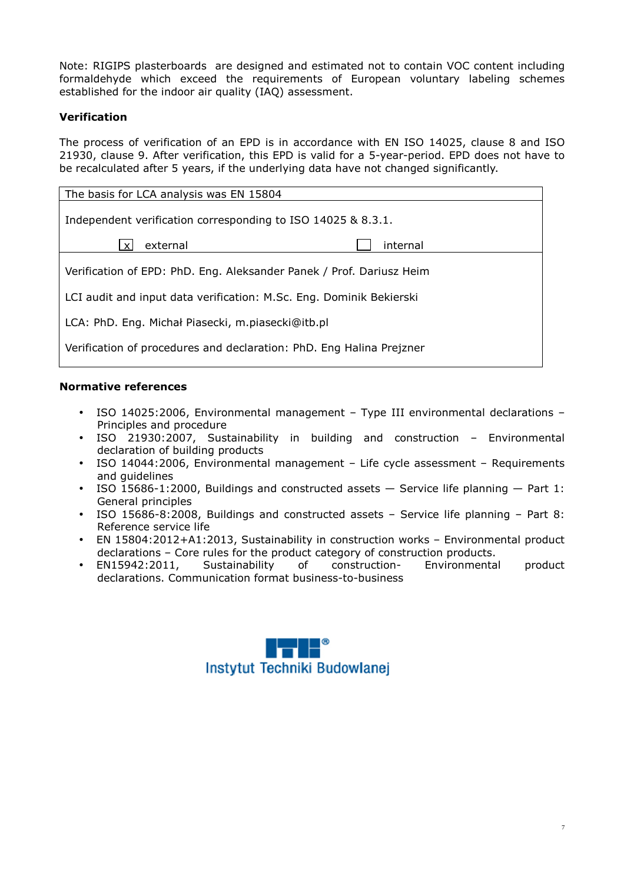Note: RIGIPS plasterboards are designed and estimated not to contain VOC content including formaldehyde which exceed the requirements of European voluntary labeling schemes established for the indoor air quality (IAQ) assessment.

**Verification**

The process of verification of an EPD is in accordance with EN ISO 14025, clause 8 and ISO 21930, clause 9. After verification, this EPD is valid for a 5-year-period. EPD does not have to be recalculated after 5 years, if the underlying data have not changed significantly.

| The basis for LCA analysis was EN 15804 | |
|---|---|
| Independent verification corresponding to ISO 14025 & 8.3.1. | |
| [x] external | [ ] internal |
| Verification of EPD: PhD. Eng. Aleksander Panek / Prof. Dariusz Heim | |
| LCI audit and input data verification: M.Sc. Eng. Dominik Bekierski | |
| LCA: PhD. Eng. Michał Piasecki, m.piasecki@itb.pl | |
| Verification of procedures and declaration: PhD. Eng Halina Prejzner | |

**Normative references**

- ISO 14025:2006, Environmental management – Type III environmental declarations – Principles and procedure
- ISO 21930:2007, Sustainability in building and construction – Environmental declaration of building products
- ISO 14044:2006, Environmental management – Life cycle assessment – Requirements and guidelines
- ISO 15686-1:2000, Buildings and constructed assets — Service life planning — Part 1: General principles
- ISO 15686-8:2008, Buildings and constructed assets – Service life planning – Part 8: Reference service life
- EN 15804:2012+A1:2013, Sustainability in construction works – Environmental product declarations – Core rules for the product category of construction products.
- EN15942:2011, Sustainability of construction- Environmental product declarations. Communication format business-to-business

Instytut Techniki Budowlanej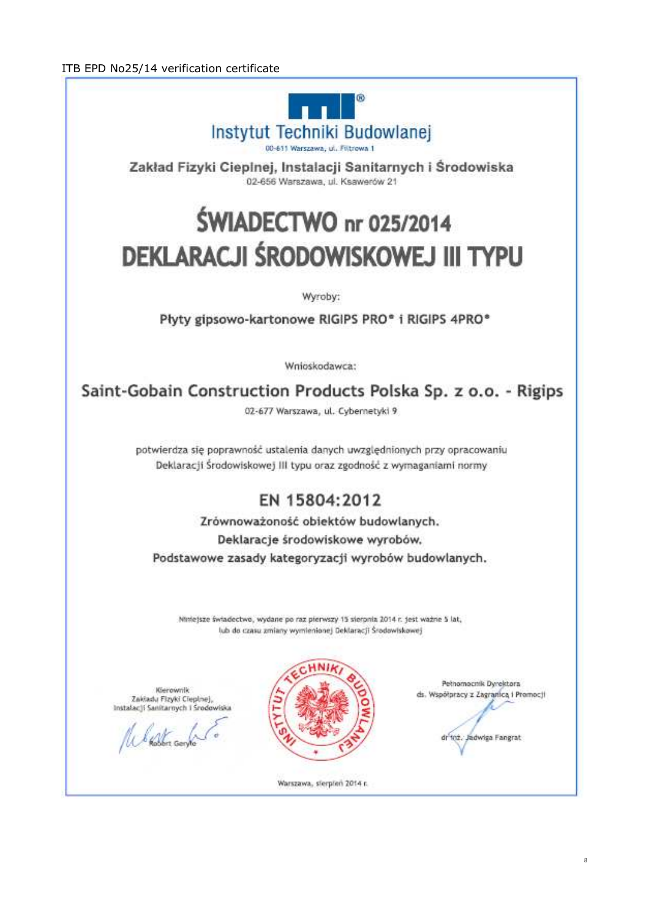ITB EPD No25/14 verification certificate

Instytut Techniki Budowlanej

00-611 Warszawa, ul. Filtrowa 1

**Zakład Fizyki Cieplnej, Instalacji Sanitarnych i Środowiska**

02-656 Warszawa, ul. Ksawerów 21

# ŚWIADECTWO nr 025/2014
# DEKLARACJI ŚRODOWISKOWEJ III TYPU

Wyroby:

**Płyty gipsowo-kartonowe RIGIPS PRO® i RIGIPS 4PRO®**

Wnioskodawca:

**Saint-Gobain Construction Products Polska Sp. z o.o. - Rigips**

02-677 Warszawa, ul. Cybernetyki 9

potwierdza się poprawność ustalenia danych uwzględnionych przy opracowaniu Deklaracji Środowiskowej III typu oraz zgodność z wymaganiami normy

## EN 15804:2012

**Zrównoważoność obiektów budowlanych.**
**Deklaracje środowiskowe wyrobów.**
**Podstawowe zasady kategoryzacji wyrobów budowlanych.**

Niniejsze świadectwo, wydane po raz pierwszy 15 sierpnia 2014 r. jest ważne 5 lat, lub do czasu zmiany wymienionej Deklaracji Środowiskowej

Kierownik
Zakładu Fizyki Cieplnej, Instalacji Sanitarnych i Środowiska

Robert Geryło

INSTYTUT TECHNIKI BUDOWLANEJ

Pełnomocnik Dyrektora ds. Współpracy z Zagranicą i Promocji

dr inż. Jadwiga Fangrat

Warszawa, sierpień 2014 r.